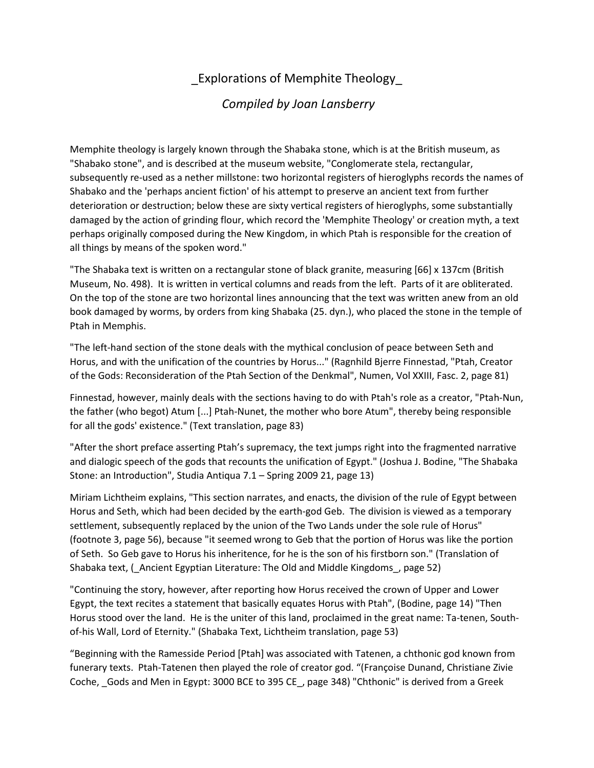# _Explorations of Memphite Theology_

*Compiled by Joan Lansberry*

Memphite theology is largely known through the Shabaka stone, which is at the British museum, as "Shabako stone", and is described at the museum website, "Conglomerate stela, rectangular, subsequently re-used as a nether millstone: two horizontal registers of hieroglyphs records the names of Shabako and the 'perhaps ancient fiction' of his attempt to preserve an ancient text from further deterioration or destruction; below these are sixty vertical registers of hieroglyphs, some substantially damaged by the action of grinding flour, which record the 'Memphite Theology' or creation myth, a text perhaps originally composed during the New Kingdom, in which Ptah is responsible for the creation of all things by means of the spoken word."

"The Shabaka text is written on a rectangular stone of black granite, measuring [66] x 137cm (British Museum, No. 498). It is written in vertical columns and reads from the left. Parts of it are obliterated. On the top of the stone are two horizontal lines announcing that the text was written anew from an old book damaged by worms, by orders from king Shabaka (25. dyn.), who placed the stone in the temple of Ptah in Memphis.

"The left-hand section of the stone deals with the mythical conclusion of peace between Seth and Horus, and with the unification of the countries by Horus..." (Ragnhild Bjerre Finnestad, "Ptah, Creator of the Gods: Reconsideration of the Ptah Section of the Denkmal", Numen, Vol XXIII, Fasc. 2, page 81)

Finnestad, however, mainly deals with the sections having to do with Ptah's role as a creator, "Ptah-Nun, the father (who begot) Atum [...] Ptah-Nunet, the mother who bore Atum", thereby being responsible for all the gods' existence." (Text translation, page 83)

"After the short preface asserting Ptah's supremacy, the text jumps right into the fragmented narrative and dialogic speech of the gods that recounts the unification of Egypt." (Joshua J. Bodine, "The Shabaka Stone: an Introduction", Studia Antiqua 7.1 – Spring 2009 21, page 13)

Miriam Lichtheim explains, "This section narrates, and enacts, the division of the rule of Egypt between Horus and Seth, which had been decided by the earth-god Geb. The division is viewed as a temporary settlement, subsequently replaced by the union of the Two Lands under the sole rule of Horus" (footnote 3, page 56), because "it seemed wrong to Geb that the portion of Horus was like the portion of Seth. So Geb gave to Horus his inheritence, for he is the son of his firstborn son." (Translation of Shabaka text, (_Ancient Egyptian Literature: The Old and Middle Kingdoms_, page 52)

"Continuing the story, however, after reporting how Horus received the crown of Upper and Lower Egypt, the text recites a statement that basically equates Horus with Ptah", (Bodine, page 14) "Then Horus stood over the land. He is the uniter of this land, proclaimed in the great name: Ta-tenen, South-of-his Wall, Lord of Eternity." (Shabaka Text, Lichtheim translation, page 53)

"Beginning with the Ramesside Period [Ptah] was associated with Tatenen, a chthonic god known from funerary texts. Ptah-Tatenen then played the role of creator god. "(Françoise Dunand, Christiane Zivie Coche, _Gods and Men in Egypt: 3000 BCE to 395 CE_, page 348) "Chthonic" is derived from a Greek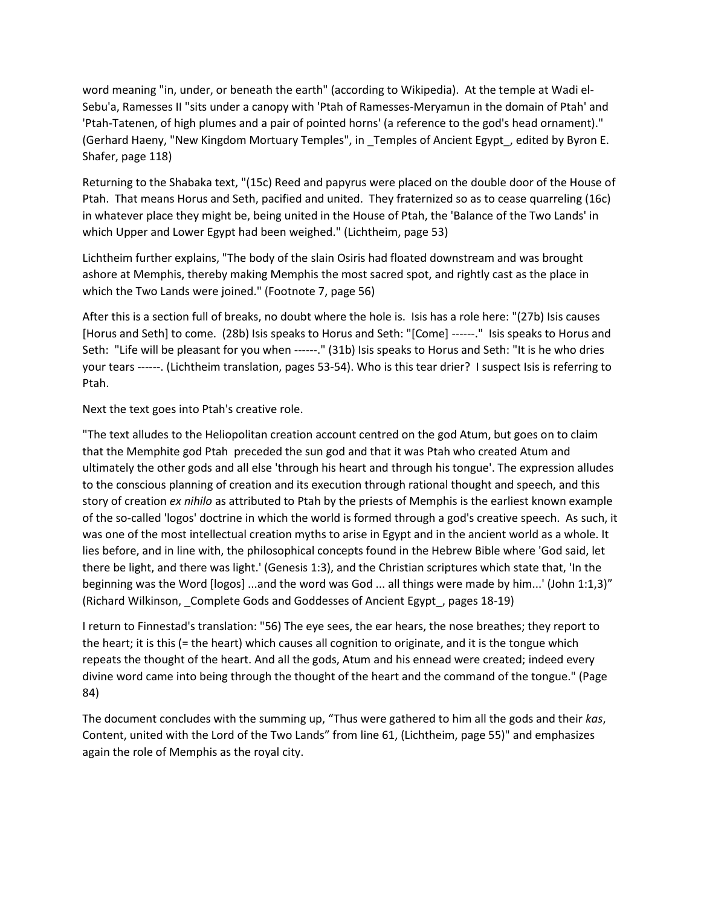word meaning "in, under, or beneath the earth" (according to Wikipedia). At the temple at Wadi el-Sebu'a, Ramesses II "sits under a canopy with 'Ptah of Ramesses-Meryamun in the domain of Ptah' and 'Ptah-Tatenen, of high plumes and a pair of pointed horns' (a reference to the god's head ornament)." (Gerhard Haeny, "New Kingdom Mortuary Temples", in _Temples of Ancient Egypt_, edited by Byron E. Shafer, page 118)

Returning to the Shabaka text, "(15c) Reed and papyrus were placed on the double door of the House of Ptah. That means Horus and Seth, pacified and united. They fraternized so as to cease quarreling (16c) in whatever place they might be, being united in the House of Ptah, the 'Balance of the Two Lands' in which Upper and Lower Egypt had been weighed." (Lichtheim, page 53)

Lichtheim further explains, "The body of the slain Osiris had floated downstream and was brought ashore at Memphis, thereby making Memphis the most sacred spot, and rightly cast as the place in which the Two Lands were joined." (Footnote 7, page 56)

After this is a section full of breaks, no doubt where the hole is. Isis has a role here: "(27b) Isis causes [Horus and Seth] to come. (28b) Isis speaks to Horus and Seth: "[Come] ------." Isis speaks to Horus and Seth: "Life will be pleasant for you when ------." (31b) Isis speaks to Horus and Seth: "It is he who dries your tears ------. (Lichtheim translation, pages 53-54). Who is this tear drier? I suspect Isis is referring to Ptah.

Next the text goes into Ptah's creative role.

"The text alludes to the Heliopolitan creation account centred on the god Atum, but goes on to claim that the Memphite god Ptah preceded the sun god and that it was Ptah who created Atum and ultimately the other gods and all else 'through his heart and through his tongue'. The expression alludes to the conscious planning of creation and its execution through rational thought and speech, and this story of creation *ex nihilo* as attributed to Ptah by the priests of Memphis is the earliest known example of the so-called 'logos' doctrine in which the world is formed through a god's creative speech. As such, it was one of the most intellectual creation myths to arise in Egypt and in the ancient world as a whole. It lies before, and in line with, the philosophical concepts found in the Hebrew Bible where 'God said, let there be light, and there was light.' (Genesis 1:3), and the Christian scriptures which state that, 'In the beginning was the Word [logos] ...and the word was God ... all things were made by him...' (John 1:1,3)" (Richard Wilkinson, _Complete Gods and Goddesses of Ancient Egypt_, pages 18-19)

I return to Finnestad's translation: "56) The eye sees, the ear hears, the nose breathes; they report to the heart; it is this (= the heart) which causes all cognition to originate, and it is the tongue which repeats the thought of the heart. And all the gods, Atum and his ennead were created; indeed every divine word came into being through the thought of the heart and the command of the tongue." (Page 84)

The document concludes with the summing up, "Thus were gathered to him all the gods and their *kas*, Content, united with the Lord of the Two Lands" from line 61, (Lichtheim, page 55)" and emphasizes again the role of Memphis as the royal city.